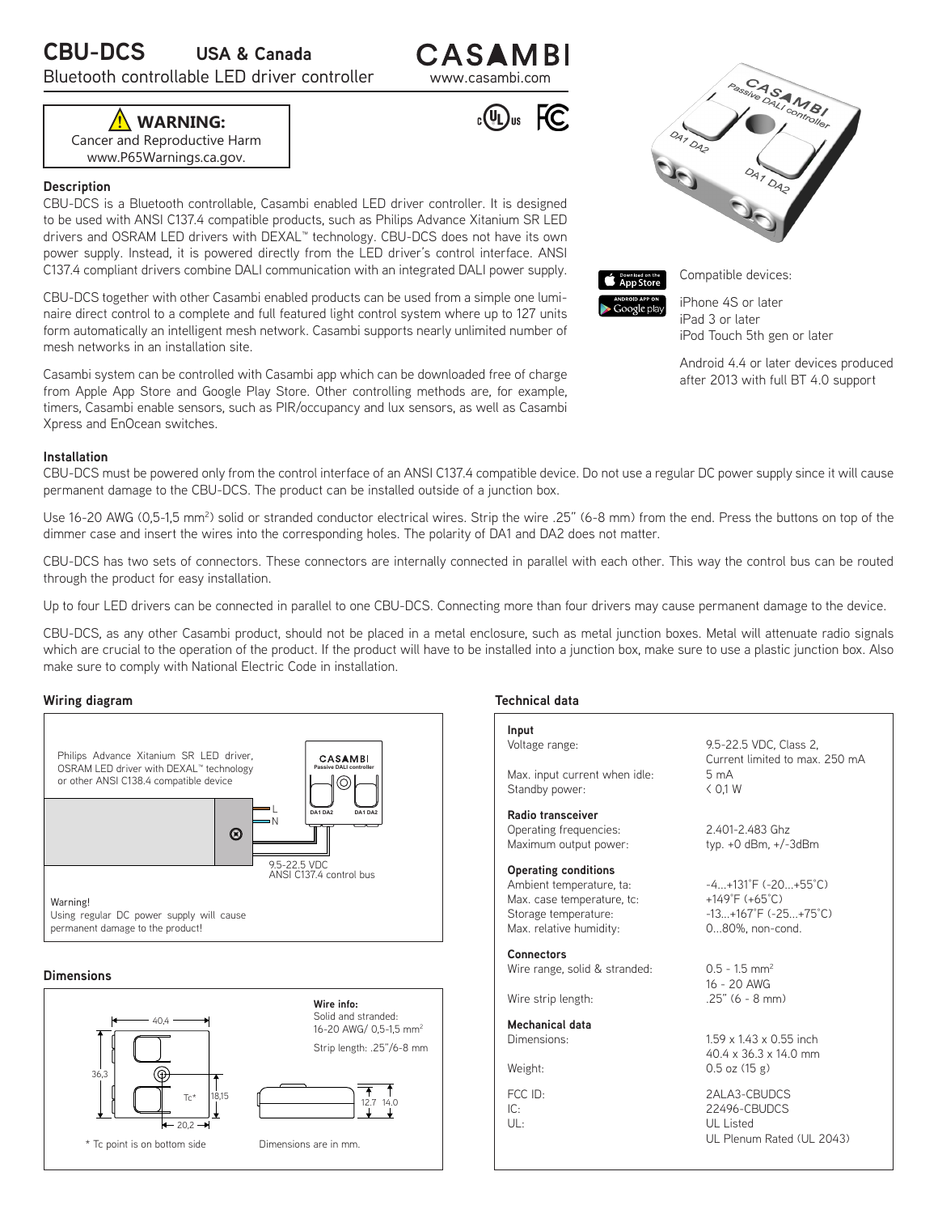# CBU-DCS USA & Canada

Bluetooth controllable LED driver controller

CASAMBI
www.casambi.com

⚠ **WARNING:**
Cancer and Reproductive Harm
www.P65Warnings.ca.gov.

### Description

CBU-DCS is a Bluetooth controllable, Casambi enabled LED driver controller. It is designed to be used with ANSI C137.4 compatible products, such as Philips Advance Xitanium SR LED drivers and OSRAM LED drivers with DEXAL™ technology. CBU-DCS does not have its own power supply. Instead, it is powered directly from the LED driver's control interface. ANSI C137.4 compliant drivers combine DALI communication with an integrated DALI power supply.

CBU-DCS together with other Casambi enabled products can be used from a simple one luminaire direct control to a complete and full featured light control system where up to 127 units form automatically an intelligent mesh network. Casambi supports nearly unlimited number of mesh networks in an installation site.

Casambi system can be controlled with Casambi app which can be downloaded free of charge from Apple App Store and Google Play Store. Other controlling methods are, for example, timers, Casambi enable sensors, such as PIR/occupancy and lux sensors, as well as Casambi Xpress and EnOcean switches.

Compatible devices:

iPhone 4S or later
iPad 3 or later
iPod Touch 5th gen or later

Android 4.4 or later devices produced after 2013 with full BT 4.0 support

### Installation

CBU-DCS must be powered only from the control interface of an ANSI C137.4 compatible device. Do not use a regular DC power supply since it will cause permanent damage to the CBU-DCS. The product can be installed outside of a junction box.

Use 16-20 AWG (0,5-1,5 mm$^2$) solid or stranded conductor electrical wires. Strip the wire .25" (6-8 mm) from the end. Press the buttons on top of the dimmer case and insert the wires into the corresponding holes. The polarity of DA1 and DA2 does not matter.

CBU-DCS has two sets of connectors. These connectors are internally connected in parallel with each other. This way the control bus can be routed through the product for easy installation.

Up to four LED drivers can be connected in parallel to one CBU-DCS. Connecting more than four drivers may cause permanent damage to the device.

CBU-DCS, as any other Casambi product, should not be placed in a metal enclosure, such as metal junction boxes. Metal will attenuate radio signals which are crucial to the operation of the product. If the product will have to be installed into a junction box, make sure to use a plastic junction box. Also make sure to comply with National Electric Code in installation.

### Wiring diagram

Philips Advance Xitanium SR LED driver, OSRAM LED driver with DEXAL™ technology or other ANSI C138.4 compatible device

L
N

9.5-22.5 VDC
ANSI C137.4 control bus

Warning!
Using regular DC power supply will cause permanent damage to the product!

### Dimensions

40,4 | 36,3 | 18,15 | 20,2 | 12.7 | 14.0

**Wire info:**
Solid and stranded:
16-20 AWG/ 0,5-1,5 mm$^2$

Strip length: .25"/6-8 mm

\* Tc point is on bottom side

Dimensions are in mm.

### Technical data

| | |
|---|---|
| **Input** | |
| Voltage range: | 9.5-22.5 VDC, Class 2, Current limited to max. 250 mA |
| Max. input current when idle: | 5 mA |
| Standby power: | < 0,1 W |
| **Radio transceiver** | |
| Operating frequencies: | 2.401-2.483 Ghz |
| Maximum output power: | typ. +0 dBm, +/-3dBm |
| **Operating conditions** | |
| Ambient temperature, ta: | -4...+131˚F (-20...+55˚C) |
| Max. case temperature, tc: | +149˚F (+65˚C) |
| Storage temperature: | -13...+167˚F (-25...+75˚C) |
| Max. relative humidity: | 0...80%, non-cond. |
| **Connectors** | |
| Wire range, solid & stranded: | 0.5 - 1.5 mm$^2$ 16 - 20 AWG |
| Wire strip length: | .25" (6 - 8 mm) |
| **Mechanical data** | |
| Dimensions: | 1.59 x 1.43 x 0.55 inch 40.4 x 36.3 x 14.0 mm |
| Weight: | 0.5 oz (15 g) |
| FCC ID: | 2ALA3-CBUDCS |
| IC: | 22496-CBUDCS |
| UL: | UL Listed UL Plenum Rated (UL 2043) |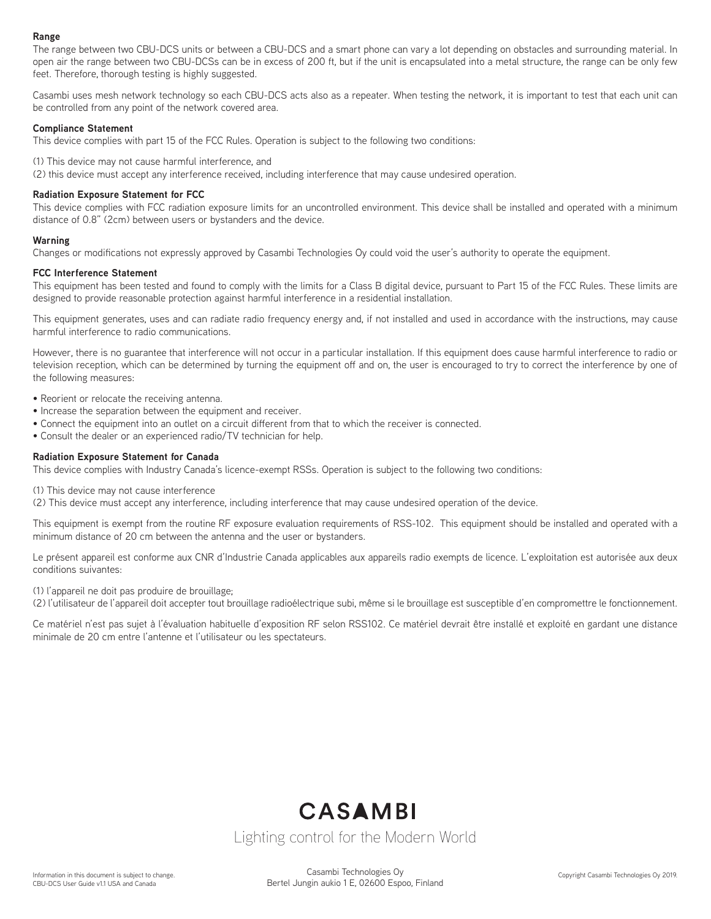**Range**

The range between two CBU-DCS units or between a CBU-DCS and a smart phone can vary a lot depending on obstacles and surrounding material. In open air the range between two CBU-DCSs can be in excess of 200 ft, but if the unit is encapsulated into a metal structure, the range can be only few feet. Therefore, thorough testing is highly suggested.

Casambi uses mesh network technology so each CBU-DCS acts also as a repeater. When testing the network, it is important to test that each unit can be controlled from any point of the network covered area.

**Compliance Statement**

This device complies with part 15 of the FCC Rules. Operation is subject to the following two conditions:

(1) This device may not cause harmful interference, and
(2) this device must accept any interference received, including interference that may cause undesired operation.

**Radiation Exposure Statement for FCC**

This device complies with FCC radiation exposure limits for an uncontrolled environment. This device shall be installed and operated with a minimum distance of 0.8" (2cm) between users or bystanders and the device.

**Warning**

Changes or modifications not expressly approved by Casambi Technologies Oy could void the user's authority to operate the equipment.

**FCC Interference Statement**

This equipment has been tested and found to comply with the limits for a Class B digital device, pursuant to Part 15 of the FCC Rules. These limits are designed to provide reasonable protection against harmful interference in a residential installation.

This equipment generates, uses and can radiate radio frequency energy and, if not installed and used in accordance with the instructions, may cause harmful interference to radio communications.

However, there is no guarantee that interference will not occur in a particular installation. If this equipment does cause harmful interference to radio or television reception, which can be determined by turning the equipment off and on, the user is encouraged to try to correct the interference by one of the following measures:

- Reorient or relocate the receiving antenna.
- Increase the separation between the equipment and receiver.
- Connect the equipment into an outlet on a circuit different from that to which the receiver is connected.
- Consult the dealer or an experienced radio/TV technician for help.

**Radiation Exposure Statement for Canada**

This device complies with Industry Canada's licence-exempt RSSs. Operation is subject to the following two conditions:

(1) This device may not cause interference
(2) This device must accept any interference, including interference that may cause undesired operation of the device.

This equipment is exempt from the routine RF exposure evaluation requirements of RSS-102. This equipment should be installed and operated with a minimum distance of 20 cm between the antenna and the user or bystanders.

Le présent appareil est conforme aux CNR d'Industrie Canada applicables aux appareils radio exempts de licence. L'exploitation est autorisée aux deux conditions suivantes:

(1) l'appareil ne doit pas produire de brouillage;
(2) l'utilisateur de l'appareil doit accepter tout brouillage radioélectrique subi, même si le brouillage est susceptible d'en compromettre le fonctionnement.

Ce matériel n'est pas sujet à l'évaluation habituelle d'exposition RF selon RSS102. Ce matériel devrait être installé et exploité en gardant une distance minimale de 20 cm entre l'antenne et l'utilisateur ou les spectateurs.

CASAMBI

Lighting control for the Modern World

Information in this document is subject to change.
CBU-DCS User Guide v1.1 USA and Canada

Casambi Technologies Oy
Bertel Jungin aukio 1 E, 02600 Espoo, Finland

Copyright Casambi Technologies Oy 2019.